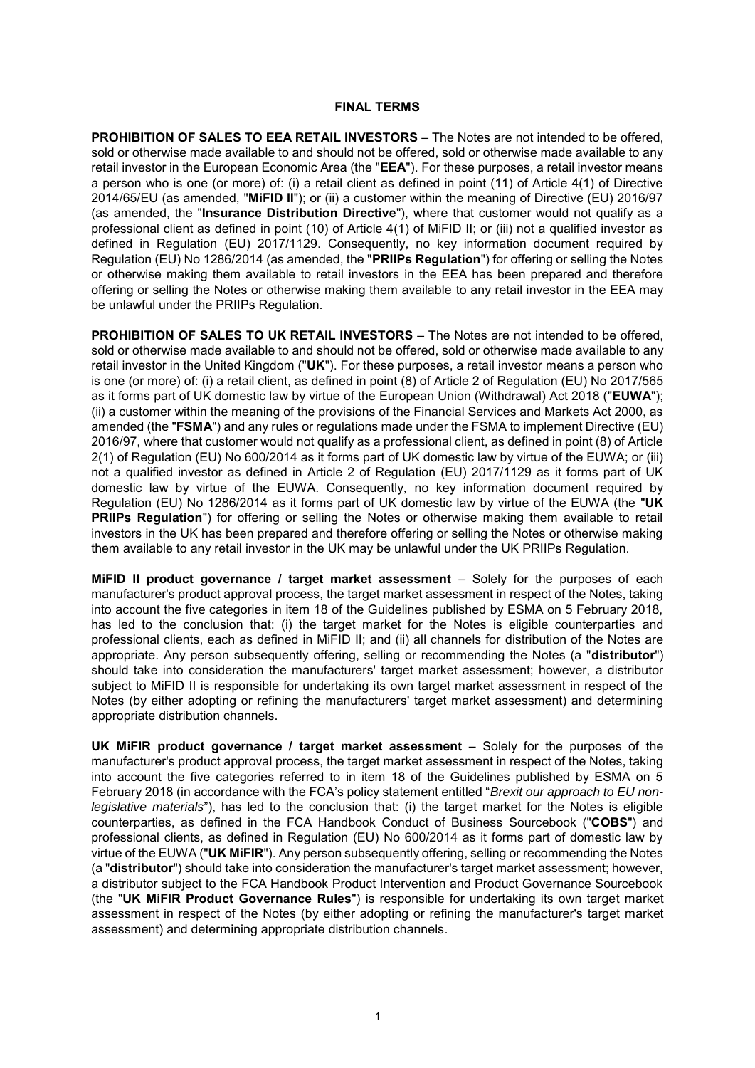# FINAL TERMS

**PROHIBITION OF SALES TO EEA RETAIL INVESTORS** – The Notes are not intended to be offered, sold or otherwise made available to and should not be offered, sold or otherwise made available to any retail investor in the European Economic Area (the "**EEA**"). For these purposes, a retail investor means a person who is one (or more) of: (i) a retail client as defined in point (11) of Article 4(1) of Directive 2014/65/EU (as amended, "**MiFID II**"); or (ii) a customer within the meaning of Directive (EU) 2016/97 (as amended, the "**Insurance Distribution Directive**"), where that customer would not qualify as a professional client as defined in point (10) of Article 4(1) of MiFID II; or (iii) not a qualified investor as defined in Regulation (EU) 2017/1129. Consequently, no key information document required by Regulation (EU) No 1286/2014 (as amended, the "**PRIIPs Regulation**") for offering or selling the Notes or otherwise making them available to retail investors in the EEA has been prepared and therefore offering or selling the Notes or otherwise making them available to any retail investor in the EEA may be unlawful under the PRIIPs Regulation.

**PROHIBITION OF SALES TO UK RETAIL INVESTORS** – The Notes are not intended to be offered, sold or otherwise made available to and should not be offered, sold or otherwise made available to any retail investor in the United Kingdom ("**UK**"). For these purposes, a retail investor means a person who is one (or more) of: (i) a retail client, as defined in point (8) of Article 2 of Regulation (EU) No 2017/565 as it forms part of UK domestic law by virtue of the European Union (Withdrawal) Act 2018 ("**EUWA**"); (ii) a customer within the meaning of the provisions of the Financial Services and Markets Act 2000, as amended (the "**FSMA**") and any rules or regulations made under the FSMA to implement Directive (EU) 2016/97, where that customer would not qualify as a professional client, as defined in point (8) of Article 2(1) of Regulation (EU) No 600/2014 as it forms part of UK domestic law by virtue of the EUWA; or (iii) not a qualified investor as defined in Article 2 of Regulation (EU) 2017/1129 as it forms part of UK domestic law by virtue of the EUWA. Consequently, no key information document required by Regulation (EU) No 1286/2014 as it forms part of UK domestic law by virtue of the EUWA (the "**UK PRIIPs Regulation**") for offering or selling the Notes or otherwise making them available to retail investors in the UK has been prepared and therefore offering or selling the Notes or otherwise making them available to any retail investor in the UK may be unlawful under the UK PRIIPs Regulation.

**MiFID II product governance / target market assessment** – Solely for the purposes of each manufacturer's product approval process, the target market assessment in respect of the Notes, taking into account the five categories in item 18 of the Guidelines published by ESMA on 5 February 2018, has led to the conclusion that: (i) the target market for the Notes is eligible counterparties and professional clients, each as defined in MiFID II; and (ii) all channels for distribution of the Notes are appropriate. Any person subsequently offering, selling or recommending the Notes (a "**distributor**") should take into consideration the manufacturers' target market assessment; however, a distributor subject to MiFID II is responsible for undertaking its own target market assessment in respect of the Notes (by either adopting or refining the manufacturers' target market assessment) and determining appropriate distribution channels.

**UK MiFIR product governance / target market assessment** – Solely for the purposes of the manufacturer's product approval process, the target market assessment in respect of the Notes, taking into account the five categories referred to in item 18 of the Guidelines published by ESMA on 5 February 2018 (in accordance with the FCA's policy statement entitled "*Brexit our approach to EU non-legislative materials*"), has led to the conclusion that: (i) the target market for the Notes is eligible counterparties, as defined in the FCA Handbook Conduct of Business Sourcebook ("**COBS**") and professional clients, as defined in Regulation (EU) No 600/2014 as it forms part of domestic law by virtue of the EUWA ("**UK MiFIR**"). Any person subsequently offering, selling or recommending the Notes (a "**distributor**") should take into consideration the manufacturer's target market assessment; however, a distributor subject to the FCA Handbook Product Intervention and Product Governance Sourcebook (the "**UK MiFIR Product Governance Rules**") is responsible for undertaking its own target market assessment in respect of the Notes (by either adopting or refining the manufacturer's target market assessment) and determining appropriate distribution channels.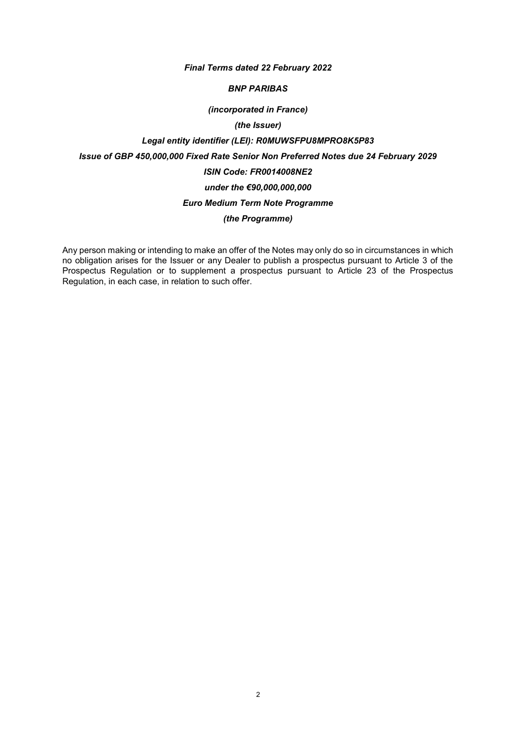*Final Terms dated 22 February 2022*

***BNP PARIBAS***

*(incorporated in France)*

*(the Issuer)*

***Legal entity identifier (LEI): R0MUWSFPU8MPRO8K5P83***

***Issue of GBP 450,000,000 Fixed Rate Senior Non Preferred Notes due 24 February 2029***

***ISIN Code: FR0014008NE2***

***under the €90,000,000,000***

***Euro Medium Term Note Programme***

*(the Programme)*

Any person making or intending to make an offer of the Notes may only do so in circumstances in which no obligation arises for the Issuer or any Dealer to publish a prospectus pursuant to Article 3 of the Prospectus Regulation or to supplement a prospectus pursuant to Article 23 of the Prospectus Regulation, in each case, in relation to such offer.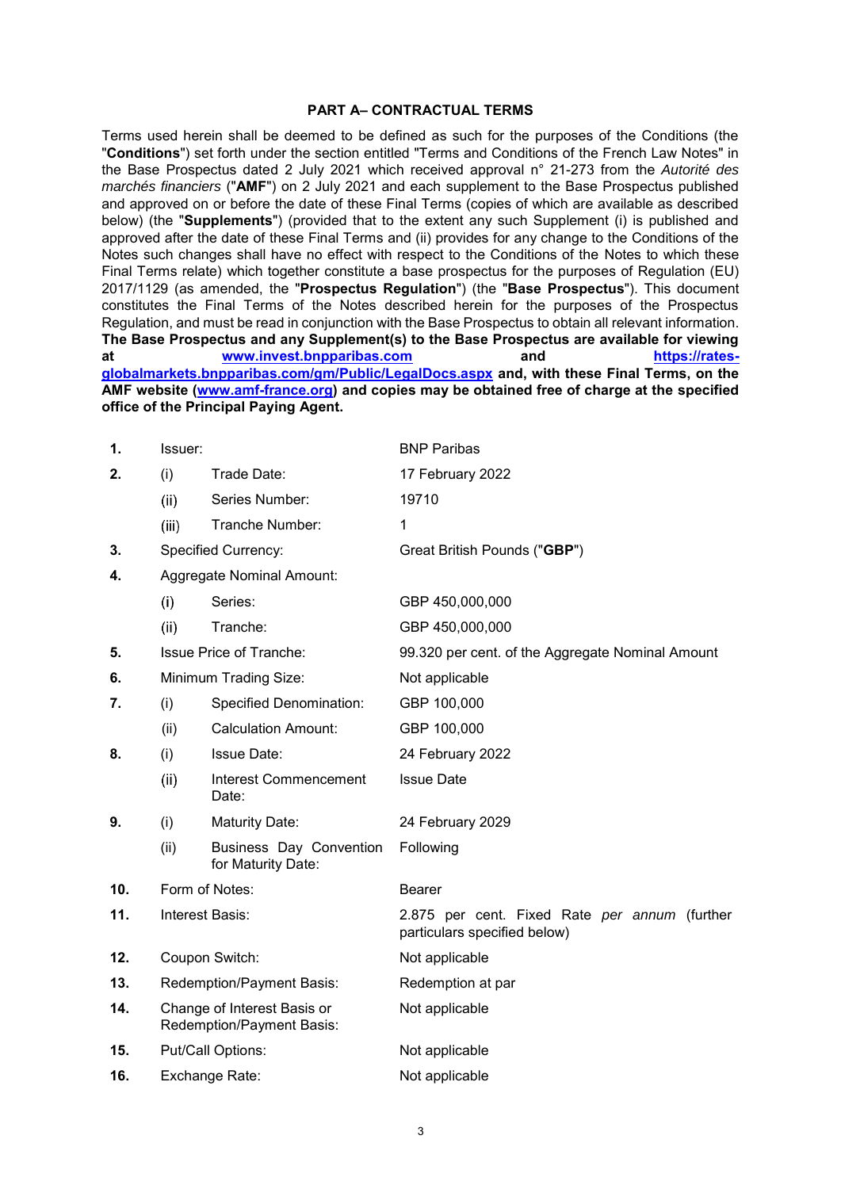## PART A– CONTRACTUAL TERMS

Terms used herein shall be deemed to be defined as such for the purposes of the Conditions (the "**Conditions**") set forth under the section entitled "Terms and Conditions of the French Law Notes" in the Base Prospectus dated 2 July 2021 which received approval n° 21-273 from the *Autorité des marchés financiers* ("**AMF**") on 2 July 2021 and each supplement to the Base Prospectus published and approved on or before the date of these Final Terms (copies of which are available as described below) (the "**Supplements**") (provided that to the extent any such Supplement (i) is published and approved after the date of these Final Terms and (ii) provides for any change to the Conditions of the Notes such changes shall have no effect with respect to the Conditions of the Notes to which these Final Terms relate) which together constitute a base prospectus for the purposes of Regulation (EU) 2017/1129 (as amended, the "**Prospectus Regulation**") (the "**Base Prospectus**"). This document constitutes the Final Terms of the Notes described herein for the purposes of the Prospectus Regulation, and must be read in conjunction with the Base Prospectus to obtain all relevant information. **The Base Prospectus and any Supplement(s) to the Base Prospectus are available for viewing at [www.invest.bnpparibas.com](www.invest.bnpparibas.com) and [https://rates-globalmarkets.bnpparibas.com/gm/Public/LegalDocs.aspx](https://rates-globalmarkets.bnpparibas.com/gm/Public/LegalDocs.aspx) and, with these Final Terms, on the AMF website ([www.amf-france.org](www.amf-france.org)) and copies may be obtained free of charge at the specified office of the Principal Paying Agent.**

| | | | |
|---|---|---|---|
| **1.** | Issuer: | | BNP Paribas |
| **2.** | (i) | Trade Date: | 17 February 2022 |
| | (ii) | Series Number: | 19710 |
| | (iii) | Tranche Number: | 1 |
| **3.** | Specified Currency: | | Great British Pounds ("**GBP**") |
| **4.** | Aggregate Nominal Amount: | | |
| | (i) | Series: | GBP 450,000,000 |
| | (ii) | Tranche: | GBP 450,000,000 |
| **5.** | Issue Price of Tranche: | | 99.320 per cent. of the Aggregate Nominal Amount |
| **6.** | Minimum Trading Size: | | Not applicable |
| **7.** | (i) | Specified Denomination: | GBP 100,000 |
| | (ii) | Calculation Amount: | GBP 100,000 |
| **8.** | (i) | Issue Date: | 24 February 2022 |
| | (ii) | Interest Commencement Date: | Issue Date |
| **9.** | (i) | Maturity Date: | 24 February 2029 |
| | (ii) | Business Day Convention for Maturity Date: | Following |
| **10.** | Form of Notes: | | Bearer |
| **11.** | Interest Basis: | | 2.875 per cent. Fixed Rate *per annum* (further particulars specified below) |
| **12.** | Coupon Switch: | | Not applicable |
| **13.** | Redemption/Payment Basis: | | Redemption at par |
| **14.** | Change of Interest Basis or Redemption/Payment Basis: | | Not applicable |
| **15.** | Put/Call Options: | | Not applicable |
| **16.** | Exchange Rate: | | Not applicable |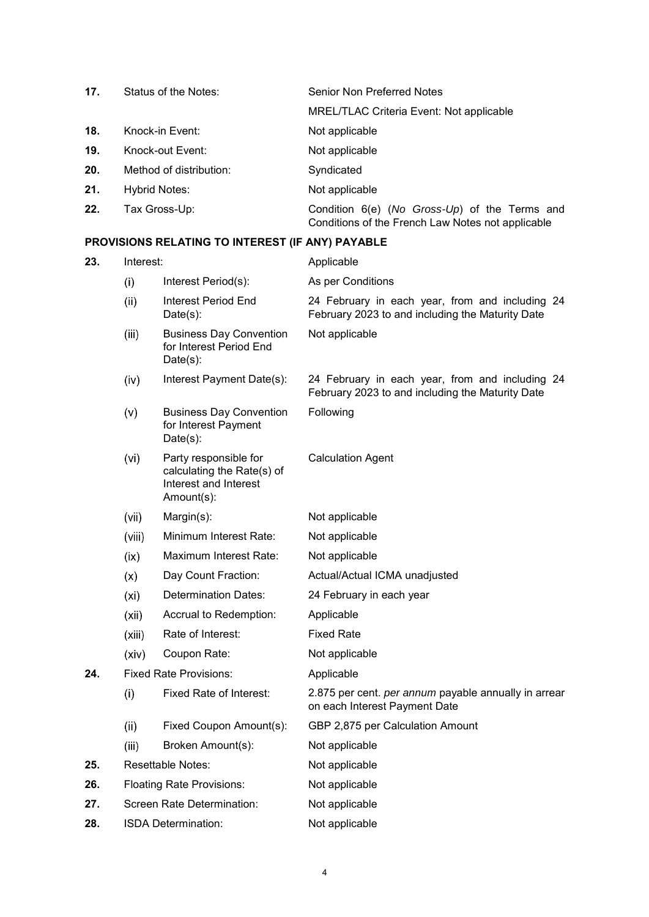| | | | |
|---|---|---|---|
| **17.** | Status of the Notes: | | Senior Non Preferred Notes |
| | | | MREL/TLAC Criteria Event: Not applicable |
| **18.** | Knock-in Event: | | Not applicable |
| **19.** | Knock-out Event: | | Not applicable |
| **20.** | Method of distribution: | | Syndicated |
| **21.** | Hybrid Notes: | | Not applicable |
| **22.** | Tax Gross-Up: | | Condition 6(e) (*No Gross-Up*) of the Terms and Conditions of the French Law Notes not applicable |

## PROVISIONS RELATING TO INTEREST (IF ANY) PAYABLE

| | | | |
|---|---|---|---|
| **23.** | Interest: | | Applicable |
| | (i) | Interest Period(s): | As per Conditions |
| | (ii) | Interest Period End Date(s): | 24 February in each year, from and including 24 February 2023 to and including the Maturity Date |
| | (iii) | Business Day Convention for Interest Period End Date(s): | Not applicable |
| | (iv) | Interest Payment Date(s): | 24 February in each year, from and including 24 February 2023 to and including the Maturity Date |
| | (v) | Business Day Convention for Interest Payment Date(s): | Following |
| | (vi) | Party responsible for calculating the Rate(s) of Interest and Interest Amount(s): | Calculation Agent |
| | (vii) | Margin(s): | Not applicable |
| | (viii) | Minimum Interest Rate: | Not applicable |
| | (ix) | Maximum Interest Rate: | Not applicable |
| | (x) | Day Count Fraction: | Actual/Actual ICMA unadjusted |
| | (xi) | Determination Dates: | 24 February in each year |
| | (xii) | Accrual to Redemption: | Applicable |
| | (xiii) | Rate of Interest: | Fixed Rate |
| | (xiv) | Coupon Rate: | Not applicable |
| **24.** | Fixed Rate Provisions: | | Applicable |
| | (i) | Fixed Rate of Interest: | 2.875 per cent. *per annum* payable annually in arrear on each Interest Payment Date |
| | (ii) | Fixed Coupon Amount(s): | GBP 2,875 per Calculation Amount |
| | (iii) | Broken Amount(s): | Not applicable |
| **25.** | Resettable Notes: | | Not applicable |
| **26.** | Floating Rate Provisions: | | Not applicable |
| **27.** | Screen Rate Determination: | | Not applicable |
| **28.** | ISDA Determination: | | Not applicable |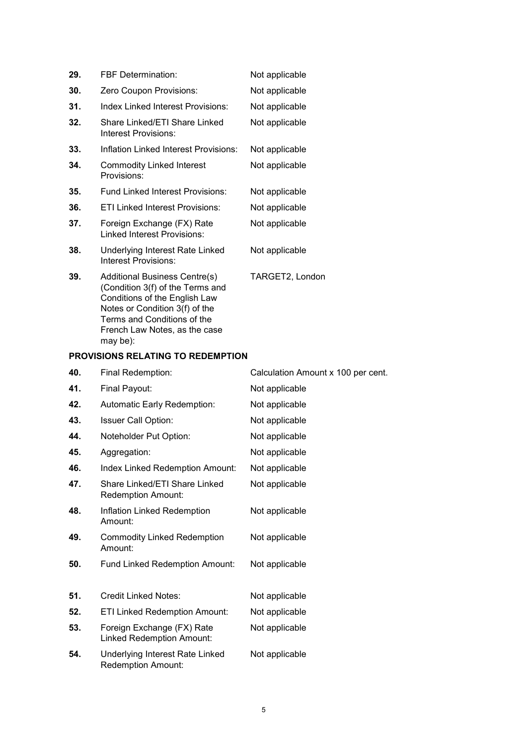| | | |
|---|---|---|
| **29.** | FBF Determination: | Not applicable |
| **30.** | Zero Coupon Provisions: | Not applicable |
| **31.** | Index Linked Interest Provisions: | Not applicable |
| **32.** | Share Linked/ETI Share Linked Interest Provisions: | Not applicable |
| **33.** | Inflation Linked Interest Provisions: | Not applicable |
| **34.** | Commodity Linked Interest Provisions: | Not applicable |
| **35.** | Fund Linked Interest Provisions: | Not applicable |
| **36.** | ETI Linked Interest Provisions: | Not applicable |
| **37.** | Foreign Exchange (FX) Rate Linked Interest Provisions: | Not applicable |
| **38.** | Underlying Interest Rate Linked Interest Provisions: | Not applicable |
| **39.** | Additional Business Centre(s) (Condition 3(f) of the Terms and Conditions of the English Law Notes or Condition 3(f) of the Terms and Conditions of the French Law Notes, as the case may be): | TARGET2, London |

**PROVISIONS RELATING TO REDEMPTION**

| | | |
|---|---|---|
| **40.** | Final Redemption: | Calculation Amount x 100 per cent. |
| **41.** | Final Payout: | Not applicable |
| **42.** | Automatic Early Redemption: | Not applicable |
| **43.** | Issuer Call Option: | Not applicable |
| **44.** | Noteholder Put Option: | Not applicable |
| **45.** | Aggregation: | Not applicable |
| **46.** | Index Linked Redemption Amount: | Not applicable |
| **47.** | Share Linked/ETI Share Linked Redemption Amount: | Not applicable |
| **48.** | Inflation Linked Redemption Amount: | Not applicable |
| **49.** | Commodity Linked Redemption Amount: | Not applicable |
| **50.** | Fund Linked Redemption Amount: | Not applicable |
| **51.** | Credit Linked Notes: | Not applicable |
| **52.** | ETI Linked Redemption Amount: | Not applicable |
| **53.** | Foreign Exchange (FX) Rate Linked Redemption Amount: | Not applicable |
| **54.** | Underlying Interest Rate Linked Redemption Amount: | Not applicable |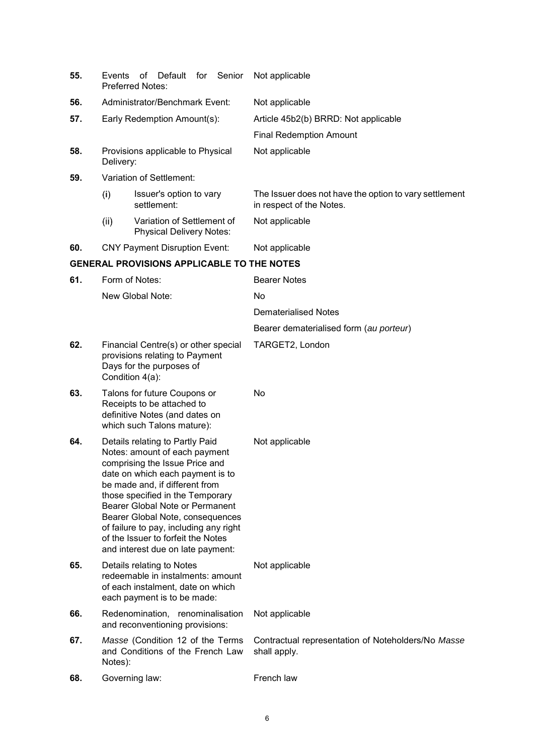| | | |
|---|---|---|
| **55.** | Events of Default for Senior Preferred Notes: | Not applicable |
| **56.** | Administrator/Benchmark Event: | Not applicable |
| **57.** | Early Redemption Amount(s): | Article 45b2(b) BRRD: Not applicable<br>Final Redemption Amount |
| **58.** | Provisions applicable to Physical Delivery: | Not applicable |
| **59.** | Variation of Settlement: | |
| | (i) Issuer's option to vary settlement: | The Issuer does not have the option to vary settlement in respect of the Notes. |
| | (ii) Variation of Settlement of Physical Delivery Notes: | Not applicable |
| **60.** | CNY Payment Disruption Event: | Not applicable |

**GENERAL PROVISIONS APPLICABLE TO THE NOTES**

| | | |
|---|---|---|
| **61.** | Form of Notes: | Bearer Notes |
| | New Global Note: | No<br>Dematerialised Notes<br>Bearer dematerialised form (*au porteur*) |
| **62.** | Financial Centre(s) or other special provisions relating to Payment Days for the purposes of Condition 4(a): | TARGET2, London |
| **63.** | Talons for future Coupons or Receipts to be attached to definitive Notes (and dates on which such Talons mature): | No |
| **64.** | Details relating to Partly Paid Notes: amount of each payment comprising the Issue Price and date on which each payment is to be made and, if different from those specified in the Temporary Bearer Global Note or Permanent Bearer Global Note, consequences of failure to pay, including any right of the Issuer to forfeit the Notes and interest due on late payment: | Not applicable |
| **65.** | Details relating to Notes redeemable in instalments: amount of each instalment, date on which each payment is to be made: | Not applicable |
| **66.** | Redenomination, renominalisation and reconventioning provisions: | Not applicable |
| **67.** | *Masse* (Condition 12 of the Terms and Conditions of the French Law Notes): | Contractual representation of Noteholders/No *Masse* shall apply. |
| **68.** | Governing law: | French law |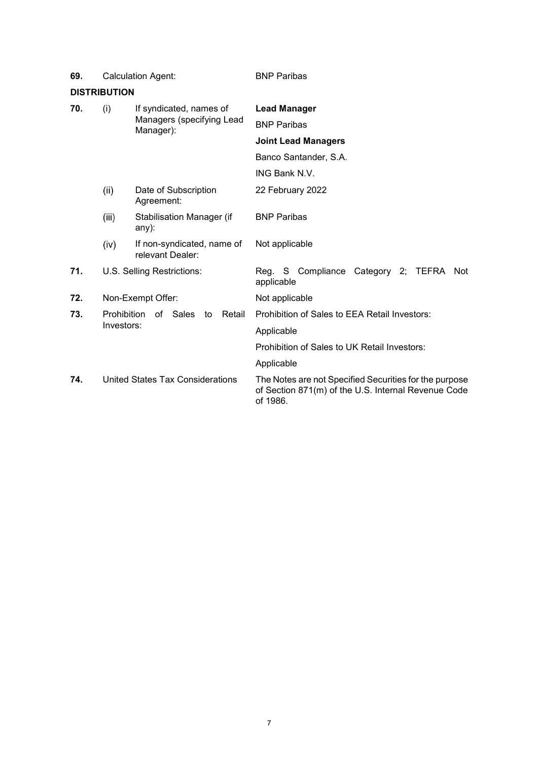| | | | |
|---|---|---|---|
| **69.** | Calculation Agent: | | BNP Paribas |

**DISTRIBUTION**

| | | | |
|---|---|---|---|
| **70.** | (i) | If syndicated, names of Managers (specifying Lead Manager): | **Lead Manager**<br>BNP Paribas<br>**Joint Lead Managers**<br>Banco Santander, S.A.<br>ING Bank N.V. |
| | (ii) | Date of Subscription Agreement: | 22 February 2022 |
| | (iii) | Stabilisation Manager (if any): | BNP Paribas |
| | (iv) | If non-syndicated, name of relevant Dealer: | Not applicable |
| **71.** | U.S. Selling Restrictions: | | Reg. S Compliance Category 2; TEFRA Not applicable |
| **72.** | Non-Exempt Offer: | | Not applicable |
| **73.** | Prohibition of Sales to Retail Investors: | | Prohibition of Sales to EEA Retail Investors:<br>Applicable<br>Prohibition of Sales to UK Retail Investors:<br>Applicable |
| **74.** | United States Tax Considerations | | The Notes are not Specified Securities for the purpose of Section 871(m) of the U.S. Internal Revenue Code of 1986. |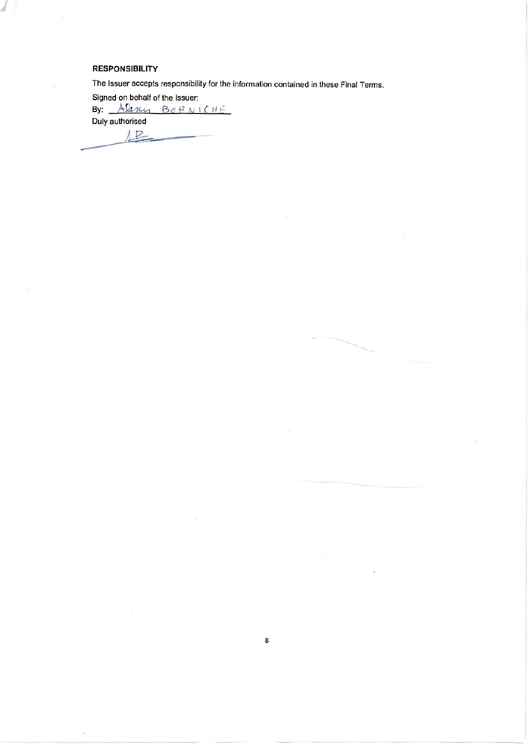**RESPONSIBILITY**

The Issuer accepts responsibility for the information contained in these Final Terms.

Signed on behalf of the Issuer:

By: Alexis BORNICHE

Duly authorised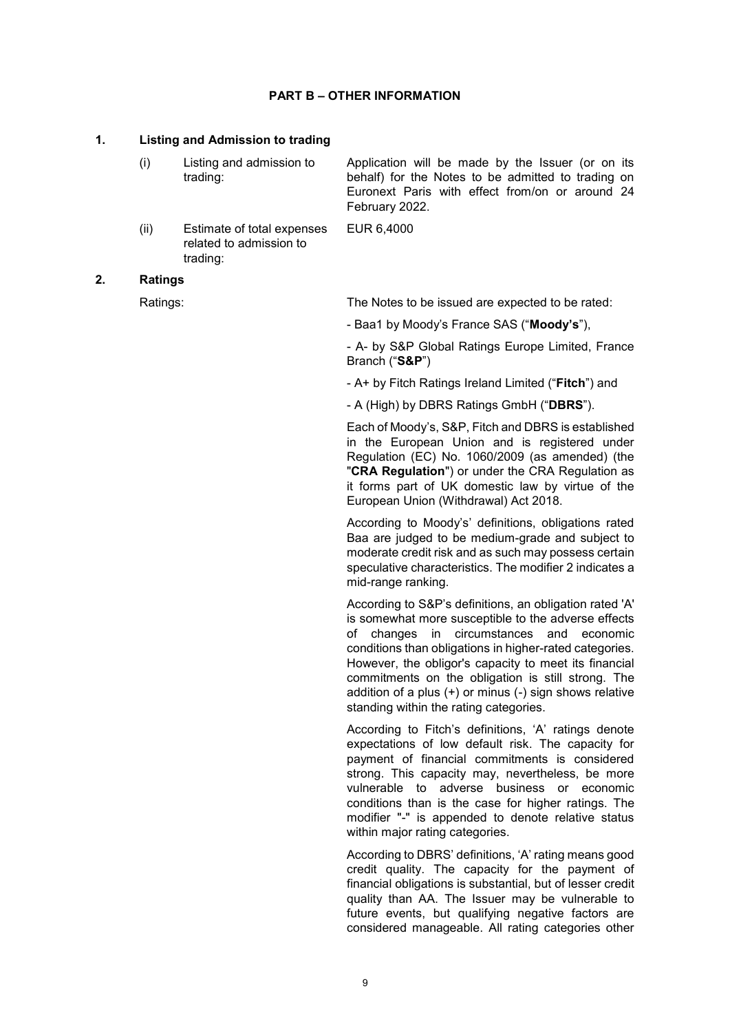## PART B – OTHER INFORMATION

### 1. Listing and Admission to trading

| | | |
|---|---|---|
| (i) | Listing and admission to trading: | Application will be made by the Issuer (or on its behalf) for the Notes to be admitted to trading on Euronext Paris with effect from/on or around 24 February 2022. |
| (ii) | Estimate of total expenses related to admission to trading: | EUR 6,4000 |

### 2. Ratings

Ratings: The Notes to be issued are expected to be rated:

- Baa1 by Moody's France SAS ("**Moody's**"),

- A- by S&P Global Ratings Europe Limited, France Branch ("**S&P**")

- A+ by Fitch Ratings Ireland Limited ("**Fitch**") and

- A (High) by DBRS Ratings GmbH ("**DBRS**").

Each of Moody's, S&P, Fitch and DBRS is established in the European Union and is registered under Regulation (EC) No. 1060/2009 (as amended) (the "**CRA Regulation**") or under the CRA Regulation as it forms part of UK domestic law by virtue of the European Union (Withdrawal) Act 2018.

According to Moody's' definitions, obligations rated Baa are judged to be medium-grade and subject to moderate credit risk and as such may possess certain speculative characteristics. The modifier 2 indicates a mid-range ranking.

According to S&P's definitions, an obligation rated 'A' is somewhat more susceptible to the adverse effects of changes in circumstances and economic conditions than obligations in higher-rated categories. However, the obligor's capacity to meet its financial commitments on the obligation is still strong. The addition of a plus (+) or minus (-) sign shows relative standing within the rating categories.

According to Fitch's definitions, 'A' ratings denote expectations of low default risk. The capacity for payment of financial commitments is considered strong. This capacity may, nevertheless, be more vulnerable to adverse business or economic conditions than is the case for higher ratings. The modifier "-" is appended to denote relative status within major rating categories.

According to DBRS' definitions, 'A' rating means good credit quality. The capacity for the payment of financial obligations is substantial, but of lesser credit quality than AA. The Issuer may be vulnerable to future events, but qualifying negative factors are considered manageable. All rating categories other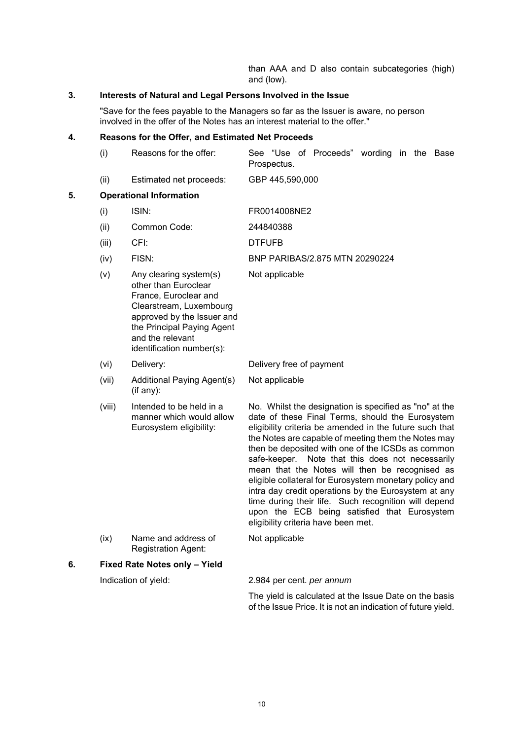than AAA and D also contain subcategories (high) and (low).

## 3. Interests of Natural and Legal Persons Involved in the Issue

"Save for the fees payable to the Managers so far as the Issuer is aware, no person involved in the offer of the Notes has an interest material to the offer."

## 4. Reasons for the Offer, and Estimated Net Proceeds

| | | |
|---|---|---|
| (i) | Reasons for the offer: | See "Use of Proceeds" wording in the Base Prospectus. |
| (ii) | Estimated net proceeds: | GBP 445,590,000 |

## 5. Operational Information

| | | |
|---|---|---|
| (i) | ISIN: | FR0014008NE2 |
| (ii) | Common Code: | 244840388 |
| (iii) | CFI: | DTFUFB |
| (iv) | FISN: | BNP PARIBAS/2.875 MTN 20290224 |
| (v) | Any clearing system(s) other than Euroclear France, Euroclear and Clearstream, Luxembourg approved by the Issuer and the Principal Paying Agent and the relevant identification number(s): | Not applicable |
| (vi) | Delivery: | Delivery free of payment |
| (vii) | Additional Paying Agent(s) (if any): | Not applicable |
| (viii) | Intended to be held in a manner which would allow Eurosystem eligibility: | No. Whilst the designation is specified as "no" at the date of these Final Terms, should the Eurosystem eligibility criteria be amended in the future such that the Notes are capable of meeting them the Notes may then be deposited with one of the ICSDs as common safe-keeper. Note that this does not necessarily mean that the Notes will then be recognised as eligible collateral for Eurosystem monetary policy and intra day credit operations by the Eurosystem at any time during their life. Such recognition will depend upon the ECB being satisfied that Eurosystem eligibility criteria have been met. |
| (ix) | Name and address of Registration Agent: | Not applicable |

## 6. Fixed Rate Notes only – Yield

| | |
|---|---|
| Indication of yield: | 2.984 per cent. *per annum* |
| | The yield is calculated at the Issue Date on the basis of the Issue Price. It is not an indication of future yield. |